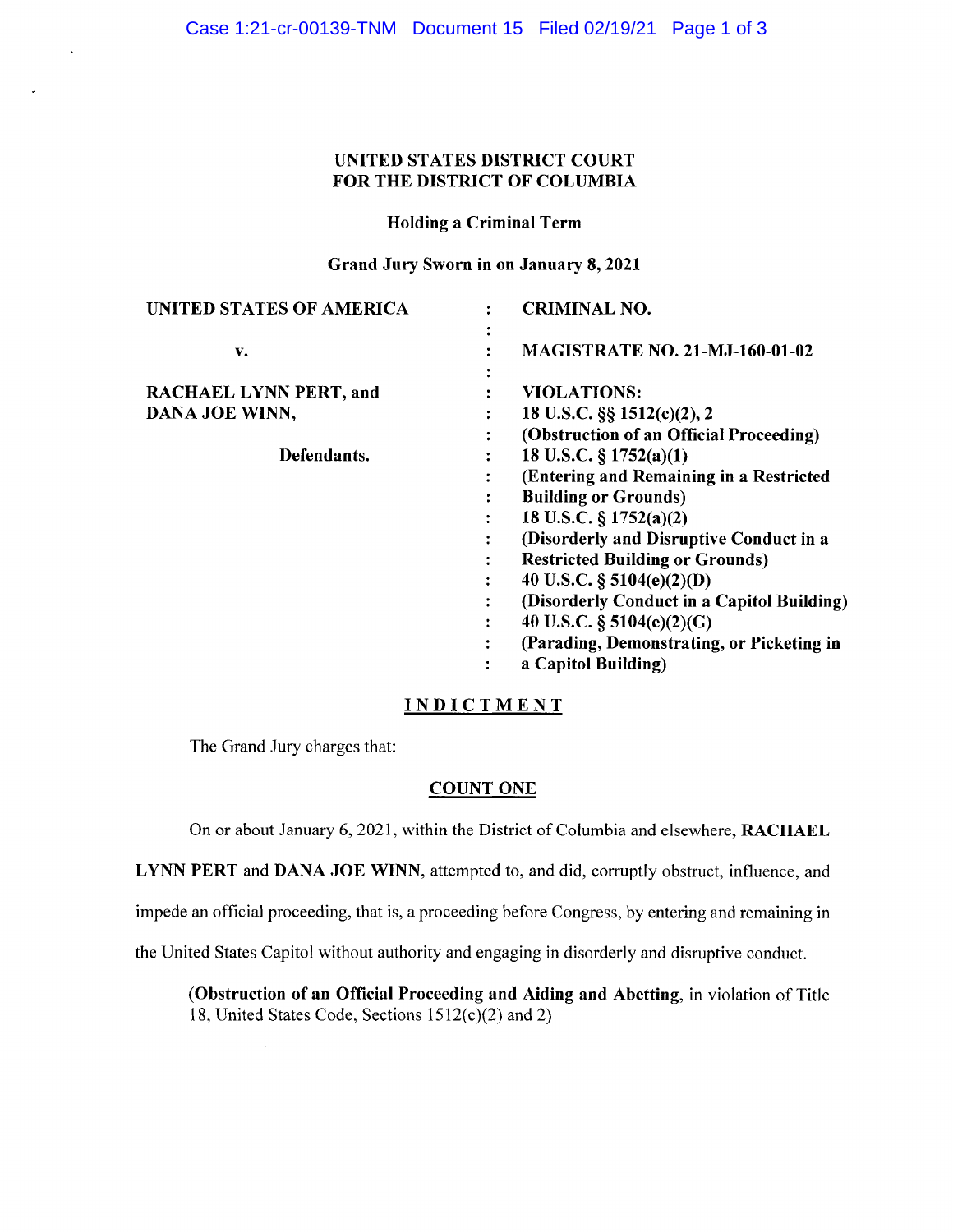**UNITED STATES DISTRICT COURT**
**FOR THE DISTRICT OF COLUMBIA**

**Holding a Criminal Term**

**Grand Jury Sworn in on January 8, 2021**

| | | |
|---|---|---|
| **UNITED STATES OF AMERICA** | : | **CRIMINAL NO.** |
| | : | |
| **v.** | : | **MAGISTRATE NO. 21-MJ-160-01-02** |
| | : | |
| **RACHAEL LYNN PERT, and** | : | **VIOLATIONS:** |
| **DANA JOE WINN,** | : | **18 U.S.C. §§ 1512(c)(2), 2** |
| | : | **(Obstruction of an Official Proceeding)** |
| **Defendants.** | : | **18 U.S.C. § 1752(a)(1)** |
| | : | **(Entering and Remaining in a Restricted** |
| | : | **Building or Grounds)** |
| | : | **18 U.S.C. § 1752(a)(2)** |
| | : | **(Disorderly and Disruptive Conduct in a** |
| | : | **Restricted Building or Grounds)** |
| | : | **40 U.S.C. § 5104(e)(2)(D)** |
| | : | **(Disorderly Conduct in a Capitol Building)** |
| | : | **40 U.S.C. § 5104(e)(2)(G)** |
| | : | **(Parading, Demonstrating, or Picketing in** |
| | : | **a Capitol Building)** |

## INDICTMENT

The Grand Jury charges that:

### COUNT ONE

On or about January 6, 2021, within the District of Columbia and elsewhere, **RACHAEL LYNN PERT** and **DANA JOE WINN**, attempted to, and did, corruptly obstruct, influence, and impede an official proceeding, that is, a proceeding before Congress, by entering and remaining in the United States Capitol without authority and engaging in disorderly and disruptive conduct.

> (**Obstruction of an Official Proceeding and Aiding and Abetting**, in violation of Title 18, United States Code, Sections 1512(c)(2) and 2)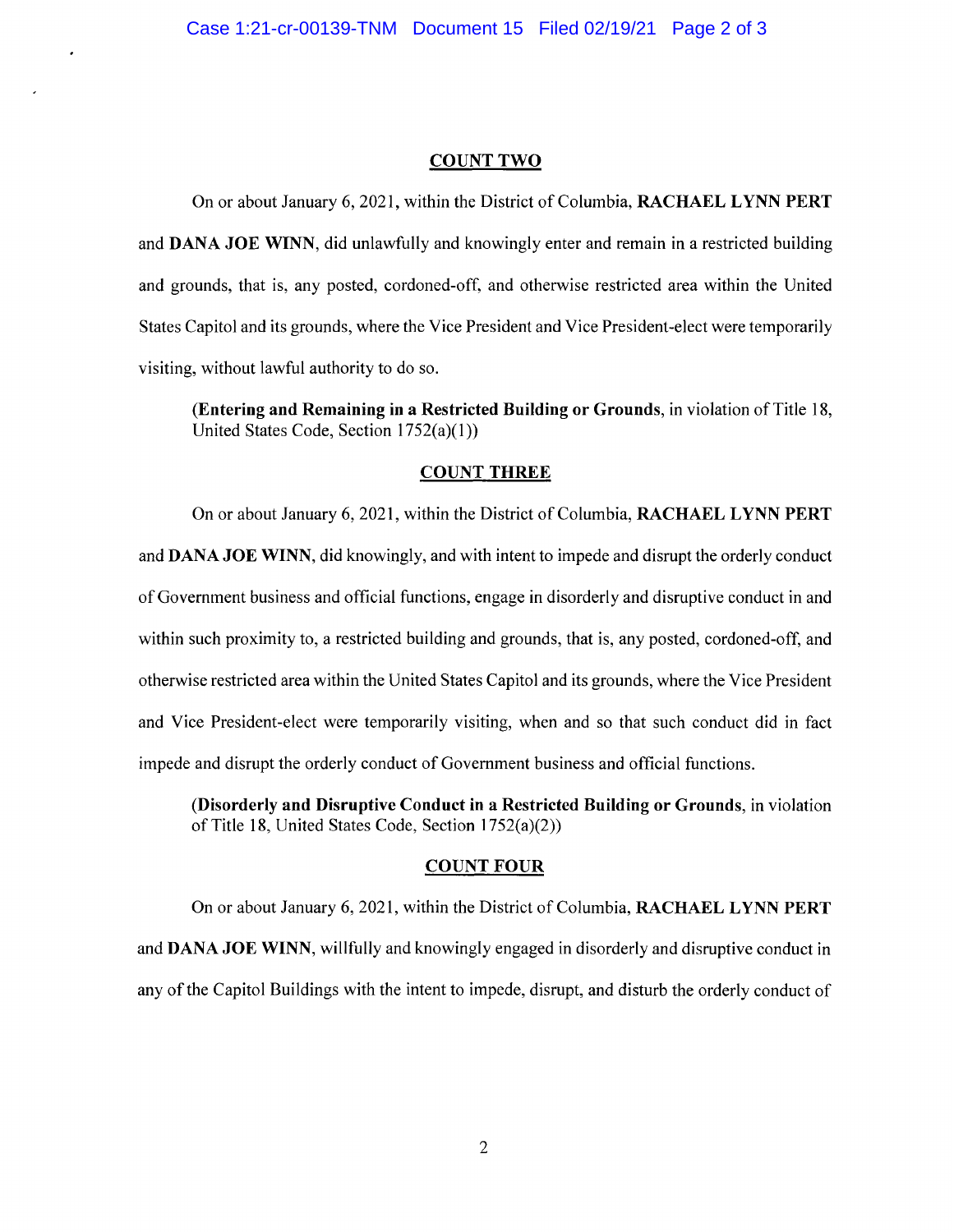## COUNT TWO

On or about January 6, 2021, within the District of Columbia, **RACHAEL LYNN PERT** and **DANA JOE WINN**, did unlawfully and knowingly enter and remain in a restricted building and grounds, that is, any posted, cordoned-off, and otherwise restricted area within the United States Capitol and its grounds, where the Vice President and Vice President-elect were temporarily visiting, without lawful authority to do so.

> **(Entering and Remaining in a Restricted Building or Grounds**, in violation of Title 18, United States Code, Section 1752(a)(1))

## COUNT THREE

On or about January 6, 2021, within the District of Columbia, **RACHAEL LYNN PERT** and **DANA JOE WINN**, did knowingly, and with intent to impede and disrupt the orderly conduct of Government business and official functions, engage in disorderly and disruptive conduct in and within such proximity to, a restricted building and grounds, that is, any posted, cordoned-off, and otherwise restricted area within the United States Capitol and its grounds, where the Vice President and Vice President-elect were temporarily visiting, when and so that such conduct did in fact impede and disrupt the orderly conduct of Government business and official functions.

> **(Disorderly and Disruptive Conduct in a Restricted Building or Grounds**, in violation of Title 18, United States Code, Section 1752(a)(2))

## COUNT FOUR

On or about January 6, 2021, within the District of Columbia, **RACHAEL LYNN PERT** and **DANA JOE WINN**, willfully and knowingly engaged in disorderly and disruptive conduct in any of the Capitol Buildings with the intent to impede, disrupt, and disturb the orderly conduct of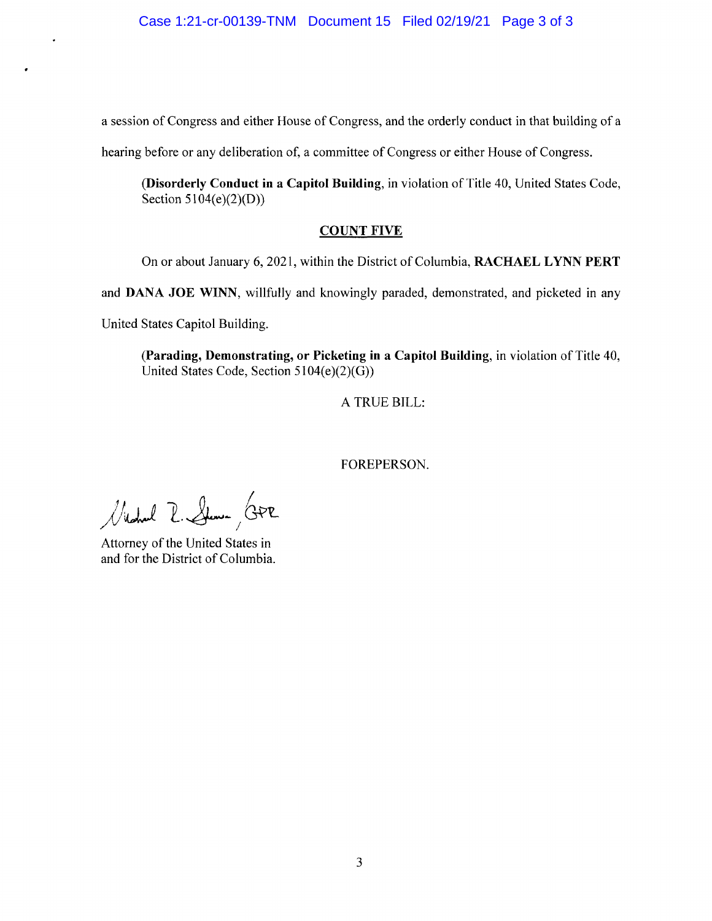a session of Congress and either House of Congress, and the orderly conduct in that building of a hearing before or any deliberation of, a committee of Congress or either House of Congress.

(**Disorderly Conduct in a Capitol Building**, in violation of Title 40, United States Code, Section 5104(e)(2)(D))

**COUNT FIVE**

On or about January 6, 2021, within the District of Columbia, **RACHAEL LYNN PERT** and **DANA JOE WINN**, willfully and knowingly paraded, demonstrated, and picketed in any United States Capitol Building.

(**Parading, Demonstrating, or Picketing in a Capitol Building**, in violation of Title 40, United States Code, Section 5104(e)(2)(G))

A TRUE BILL:

FOREPERSON.

Michael R. Sherwin / GPR

Attorney of the United States in
and for the District of Columbia.